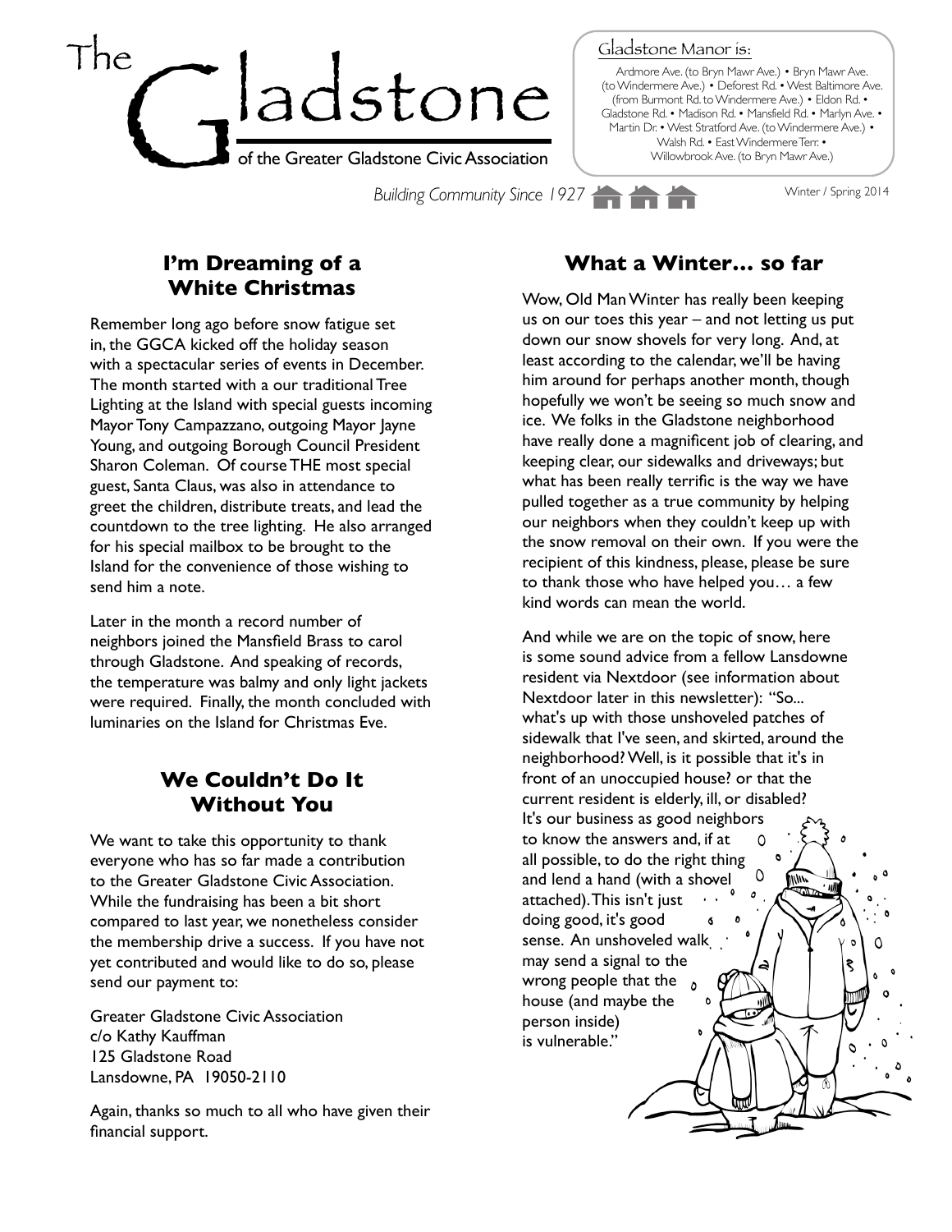# The Gladstone

of the Greater Gladstone Civic Association

Gladstone Manor is:

Ardmore Ave. (to Bryn Mawr Ave.) • Bryn Mawr Ave. (to Windermere Ave.) • Deforest Rd. • West Baltimore Ave. (from Burmont Rd. to Windermere Ave.) • Eldon Rd. • Gladstone Rd. • Madison Rd. • Mansfield Rd. • Marlyn Ave. • Martin Dr. • West Stratford Ave. (to Windermere Ave.) • Walsh Rd. • East Windermere Ter. • Willowbrook Ave. (to Bryn Mawr Ave.)

*Building Community Since 1927*

Winter / Spring 2014

## I'm Dreaming of a White Christmas

Remember long ago before snow fatigue set in, the GGCA kicked off the holiday season with a spectacular series of events in December. The month started with a our traditional Tree Lighting at the Island with special guests incoming Mayor Tony Campazzano, outgoing Mayor Jayne Young, and outgoing Borough Council President Sharon Coleman. Of course THE most special guest, Santa Claus, was also in attendance to greet the children, distribute treats, and lead the countdown to the tree lighting. He also arranged for his special mailbox to be brought to the Island for the convenience of those wishing to send him a note.

Later in the month a record number of neighbors joined the Mansfield Brass to carol through Gladstone. And speaking of records, the temperature was balmy and only light jackets were required. Finally, the month concluded with luminaries on the Island for Christmas Eve.

## We Couldn't Do It Without You

We want to take this opportunity to thank everyone who has so far made a contribution to the Greater Gladstone Civic Association. While the fundraising has been a bit short compared to last year, we nonetheless consider the membership drive a success. If you have not yet contributed and would like to do so, please send our payment to:

Greater Gladstone Civic Association
c/o Kathy Kauffman
125 Gladstone Road
Lansdowne, PA 19050-2110

Again, thanks so much to all who have given their financial support.

## What a Winter... so far

Wow, Old Man Winter has really been keeping us on our toes this year – and not letting us put down our snow shovels for very long. And, at least according to the calendar, we'll be having him around for perhaps another month, though hopefully we won't be seeing so much snow and ice. We folks in the Gladstone neighborhood have really done a magnificent job of clearing, and keeping clear, our sidewalks and driveways; but what has been really terrific is the way we have pulled together as a true community by helping our neighbors when they couldn't keep up with the snow removal on their own. If you were the recipient of this kindness, please, please be sure to thank those who have helped you… a few kind words can mean the world.

And while we are on the topic of snow, here is some sound advice from a fellow Lansdowne resident via Nextdoor (see information about Nextdoor later in this newsletter): "So... what's up with those unshoveled patches of sidewalk that I've seen, and skirted, around the neighborhood? Well, is it possible that it's in front of an unoccupied house? or that the current resident is elderly, ill, or disabled? It's our business as good neighbors to know the answers and, if at all possible, to do the right thing and lend a hand (with a shovel attached). This isn't just doing good, it's good sense. An unshoveled walk may send a signal to the wrong people that the house (and maybe the person inside) is vulnerable."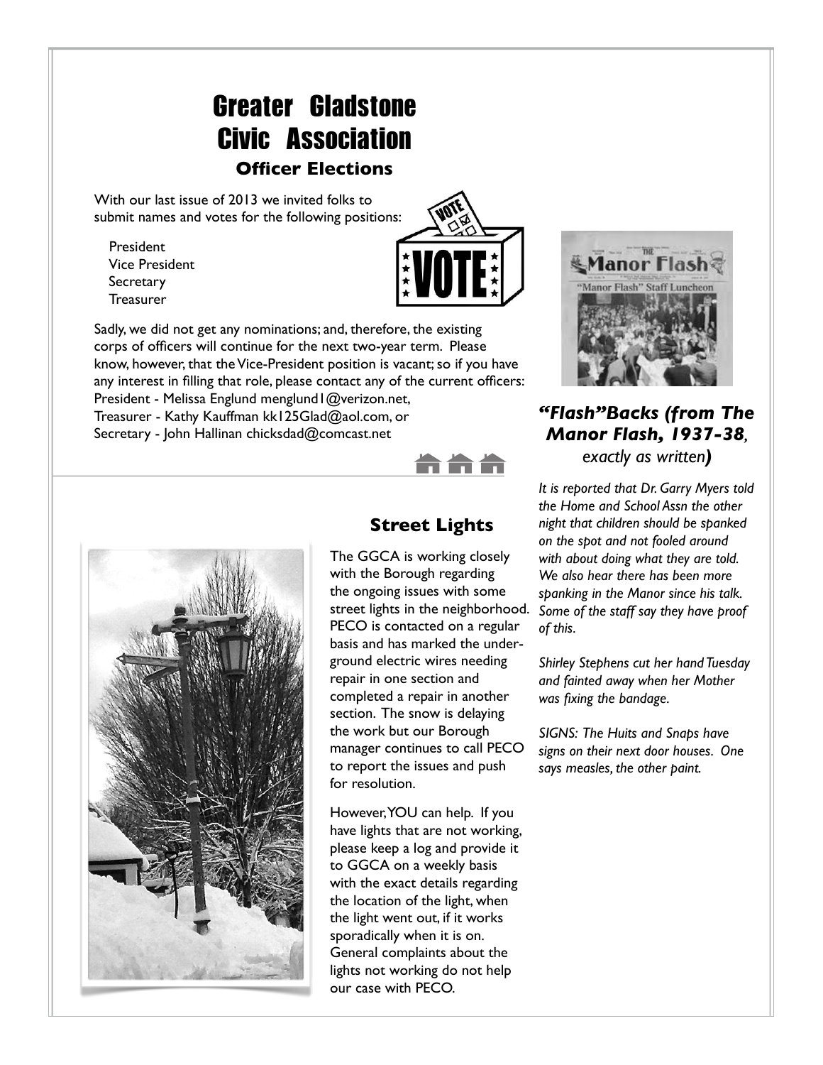# Greater Gladstone Civic Association

## Officer Elections

With our last issue of 2013 we invited folks to submit names and votes for the following positions:

- President
- Vice President
- Secretary
- Treasurer

Sadly, we did not get any nominations; and, therefore, the existing corps of officers will continue for the next two-year term. Please know, however, that the Vice-President position is vacant; so if you have any interest in filling that role, please contact any of the current officers:
President - Melissa Englund menglund1@verizon.net,
Treasurer - Kathy Kauffman kk125Glad@aol.com, or
Secretary - John Hallinan chicksdad@comcast.net

## Street Lights

The GGCA is working closely with the Borough regarding the ongoing issues with some street lights in the neighborhood. PECO is contacted on a regular basis and has marked the underground electric wires needing repair in one section and completed a repair in another section. The snow is delaying the work but our Borough manager continues to call PECO to report the issues and push for resolution.

However, YOU can help. If you have lights that are not working, please keep a log and provide it to GGCA on a weekly basis with the exact details regarding the location of the light, when the light went out, if it works sporadically when it is on. General complaints about the lights not working do not help our case with PECO.

## *"Flash" Backs (from The Manor Flash, 1937-38, exactly as written)*

*It is reported that Dr. Garry Myers told the Home and School Assn the other night that children should be spanked on the spot and not fooled around with about doing what they are told. We also hear there has been more spanking in the Manor since his talk. Some of the staff say they have proof of this.*

*Shirley Stephens cut her hand Tuesday and fainted away when her Mother was fixing the bandage.*

*SIGNS: The Huits and Snaps have signs on their next door houses. One says measles, the other paint.*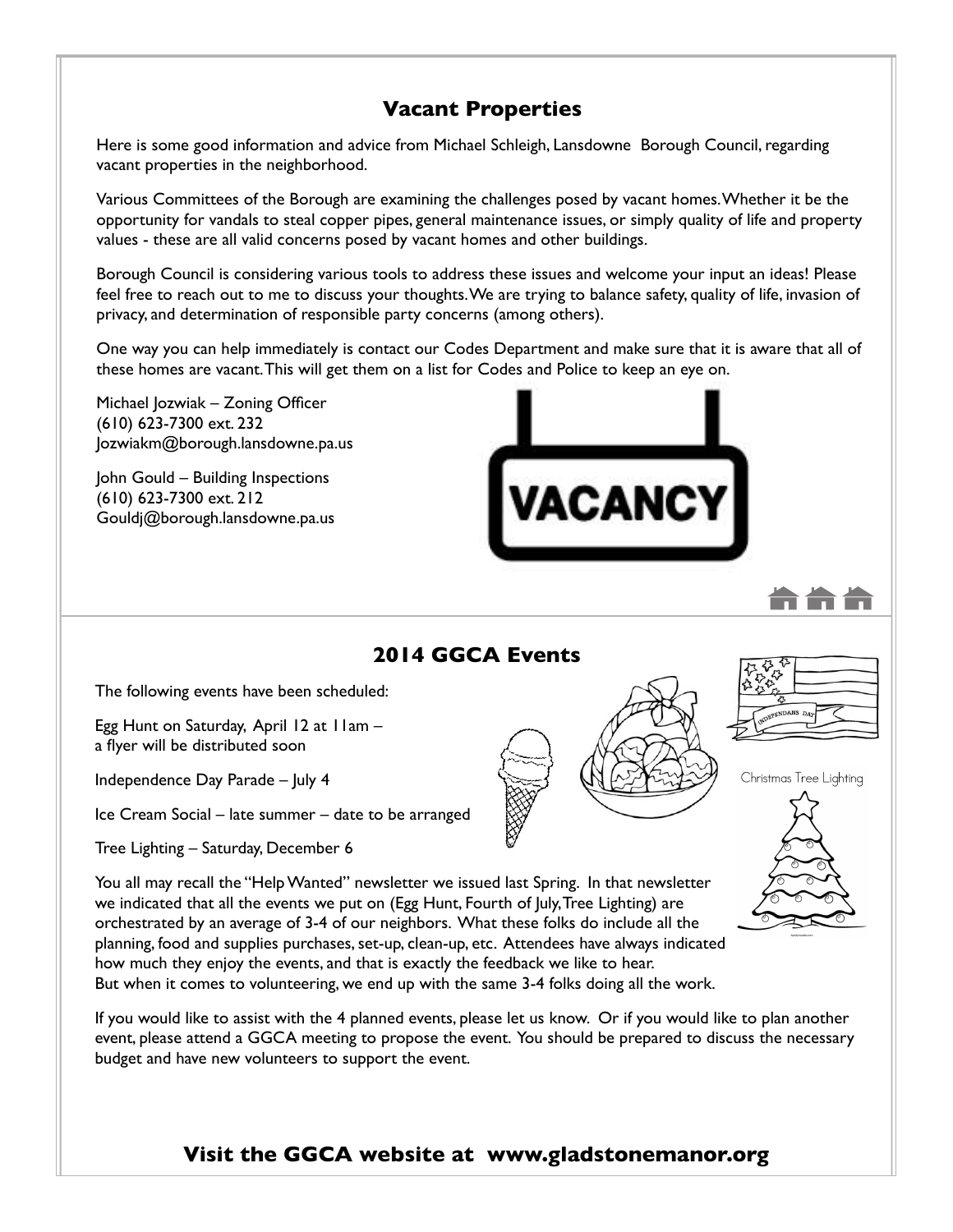## Vacant Properties

Here is some good information and advice from Michael Schleigh, Lansdowne Borough Council, regarding vacant properties in the neighborhood.

Various Committees of the Borough are examining the challenges posed by vacant homes. Whether it be the opportunity for vandals to steal copper pipes, general maintenance issues, or simply quality of life and property values - these are all valid concerns posed by vacant homes and other buildings.

Borough Council is considering various tools to address these issues and welcome your input an ideas! Please feel free to reach out to me to discuss your thoughts. We are trying to balance safety, quality of life, invasion of privacy, and determination of responsible party concerns (among others).

One way you can help immediately is contact our Codes Department and make sure that it is aware that all of these homes are vacant. This will get them on a list for Codes and Police to keep an eye on.

Michael Jozwiak – Zoning Officer
(610) 623-7300 ext. 232
Jozwiakm@borough.lansdowne.pa.us

John Gould – Building Inspections
(610) 623-7300 ext. 212
Gouldj@borough.lansdowne.pa.us

## 2014 GGCA Events

The following events have been scheduled:

Egg Hunt on Saturday, April 12 at 11am – a flyer will be distributed soon

Independence Day Parade – July 4

Ice Cream Social – late summer – date to be arranged

Tree Lighting – Saturday, December 6

You all may recall the "Help Wanted" newsletter we issued last Spring. In that newsletter we indicated that all the events we put on (Egg Hunt, Fourth of July, Tree Lighting) are orchestrated by an average of 3-4 of our neighbors. What these folks do include all the planning, food and supplies purchases, set-up, clean-up, etc. Attendees have always indicated how much they enjoy the events, and that is exactly the feedback we like to hear. But when it comes to volunteering, we end up with the same 3-4 folks doing all the work.

If you would like to assist with the 4 planned events, please let us know. Or if you would like to plan another event, please attend a GGCA meeting to propose the event. You should be prepared to discuss the necessary budget and have new volunteers to support the event.

**Visit the GGCA website at www.gladstonemanor.org**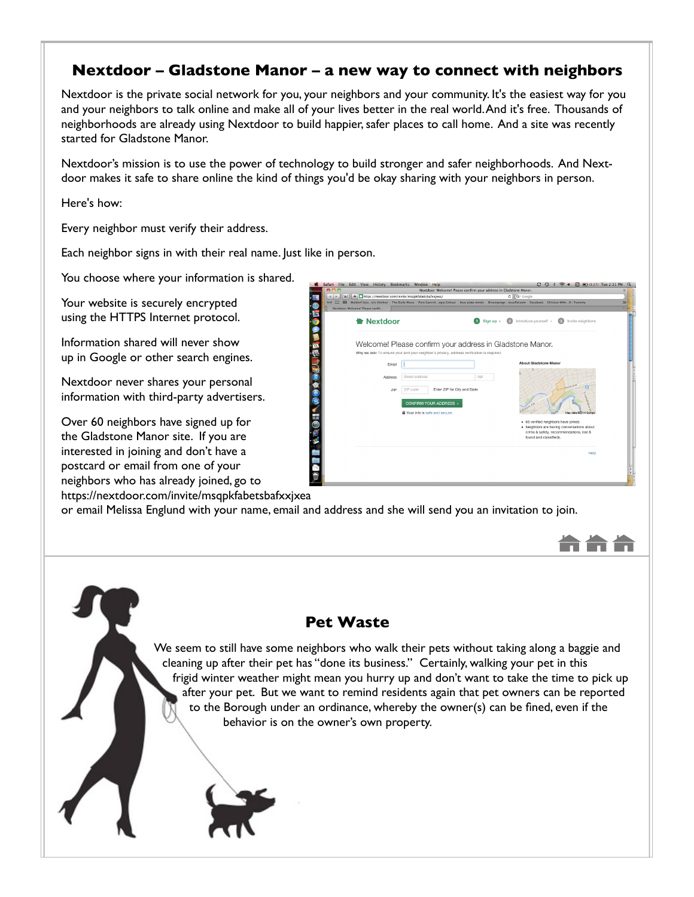## Nextdoor – Gladstone Manor – a new way to connect with neighbors

Nextdoor is the private social network for you, your neighbors and your community. It's the easiest way for you and your neighbors to talk online and make all of your lives better in the real world. And it's free. Thousands of neighborhoods are already using Nextdoor to build happier, safer places to call home. And a site was recently started for Gladstone Manor.

Nextdoor's mission is to use the power of technology to build stronger and safer neighborhoods. And Nextdoor makes it safe to share online the kind of things you'd be okay sharing with your neighbors in person.

Here's how:

Every neighbor must verify their address.

Each neighbor signs in with their real name. Just like in person.

You choose where your information is shared.

Your website is securely encrypted using the HTTPS Internet protocol.

Information shared will never show up in Google or other search engines.

Nextdoor never shares your personal information with third-party advertisers.

Over 60 neighbors have signed up for the Gladstone Manor site. If you are interested in joining and don't have a postcard or email from one of your neighbors who has already joined, go to https://nextdoor.com/invite/msqpkfabetsbafxxjxea or email Melissa Englund with your name, email and address and she will send you an invitation to join.

## Pet Waste

We seem to still have some neighbors who walk their pets without taking along a baggie and cleaning up after their pet has "done its business." Certainly, walking your pet in this frigid winter weather might mean you hurry up and don't want to take the time to pick up after your pet. But we want to remind residents again that pet owners can be reported to the Borough under an ordinance, whereby the owner(s) can be fined, even if the behavior is on the owner's own property.